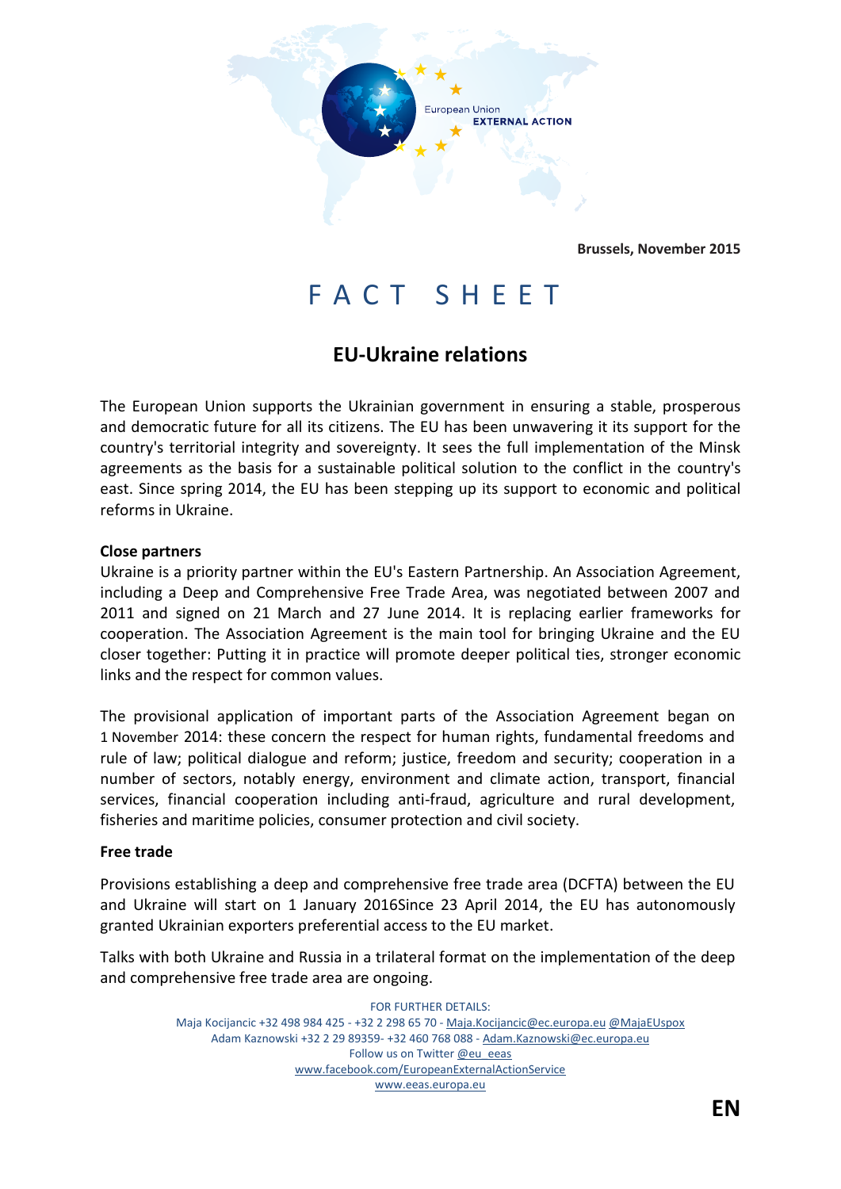Brussels, November 2015

# FACT SHEET

## EU-Ukraine relations

The European Union supports the Ukrainian government in ensuring a stable, prosperous and democratic future for all its citizens. The EU has been unwavering it its support for the country's territorial integrity and sovereignty. It sees the full implementation of the Minsk agreements as the basis for a sustainable political solution to the conflict in the country's east. Since spring 2014, the EU has been stepping up its support to economic and political reforms in Ukraine.

**Close partners**

Ukraine is a priority partner within the EU's Eastern Partnership. An Association Agreement, including a Deep and Comprehensive Free Trade Area, was negotiated between 2007 and 2011 and signed on 21 March and 27 June 2014. It is replacing earlier frameworks for cooperation. The Association Agreement is the main tool for bringing Ukraine and the EU closer together: Putting it in practice will promote deeper political ties, stronger economic links and the respect for common values.

The provisional application of important parts of the Association Agreement began on 1 November 2014: these concern the respect for human rights, fundamental freedoms and rule of law; political dialogue and reform; justice, freedom and security; cooperation in a number of sectors, notably energy, environment and climate action, transport, financial services, financial cooperation including anti-fraud, agriculture and rural development, fisheries and maritime policies, consumer protection and civil society.

**Free trade**

Provisions establishing a deep and comprehensive free trade area (DCFTA) between the EU and Ukraine will start on 1 January 2016Since 23 April 2014, the EU has autonomously granted Ukrainian exporters preferential access to the EU market.

Talks with both Ukraine and Russia in a trilateral format on the implementation of the deep and comprehensive free trade area are ongoing.

FOR FURTHER DETAILS:
Maja Kocijancic +32 498 984 425 - +32 2 298 65 70 - Maja.Kocijancic@ec.europa.eu @MajaEUspox
Adam Kaznowski +32 2 29 89359- +32 460 768 088 - Adam.Kaznowski@ec.europa.eu
Follow us on Twitter @eu_eeas
www.facebook.com/EuropeanExternalActionService
www.eeas.europa.eu

EN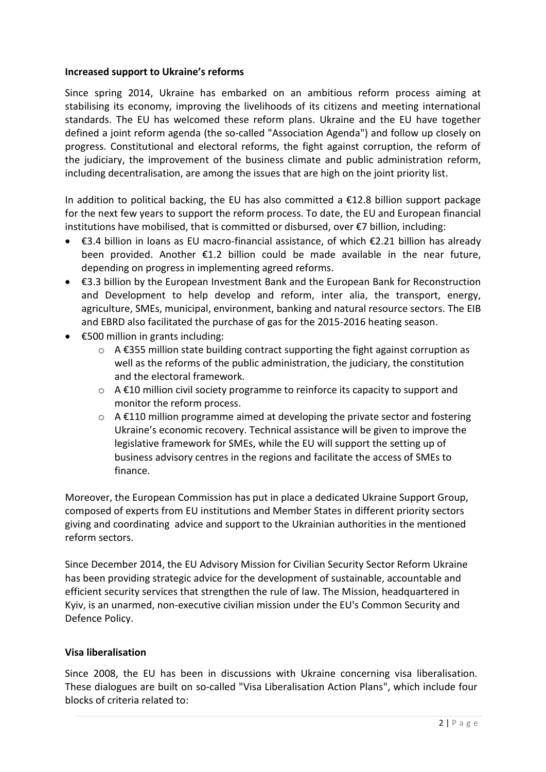**Increased support to Ukraine's reforms**

Since spring 2014, Ukraine has embarked on an ambitious reform process aiming at stabilising its economy, improving the livelihoods of its citizens and meeting international standards. The EU has welcomed these reform plans. Ukraine and the EU have together defined a joint reform agenda (the so-called "Association Agenda") and follow up closely on progress. Constitutional and electoral reforms, the fight against corruption, the reform of the judiciary, the improvement of the business climate and public administration reform, including decentralisation, are among the issues that are high on the joint priority list.

In addition to political backing, the EU has also committed a €12.8 billion support package for the next few years to support the reform process. To date, the EU and European financial institutions have mobilised, that is committed or disbursed, over €7 billion, including:

- €3.4 billion in loans as EU macro-financial assistance, of which €2.21 billion has already been provided. Another €1.2 billion could be made available in the near future, depending on progress in implementing agreed reforms.
- €3.3 billion by the European Investment Bank and the European Bank for Reconstruction and Development to help develop and reform, inter alia, the transport, energy, agriculture, SMEs, municipal, environment, banking and natural resource sectors. The EIB and EBRD also facilitated the purchase of gas for the 2015-2016 heating season.
- €500 million in grants including:
    - A €355 million state building contract supporting the fight against corruption as well as the reforms of the public administration, the judiciary, the constitution and the electoral framework.
    - A €10 million civil society programme to reinforce its capacity to support and monitor the reform process.
    - A €110 million programme aimed at developing the private sector and fostering Ukraine's economic recovery. Technical assistance will be given to improve the legislative framework for SMEs, while the EU will support the setting up of business advisory centres in the regions and facilitate the access of SMEs to finance.

Moreover, the European Commission has put in place a dedicated Ukraine Support Group, composed of experts from EU institutions and Member States in different priority sectors giving and coordinating advice and support to the Ukrainian authorities in the mentioned reform sectors.

Since December 2014, the EU Advisory Mission for Civilian Security Sector Reform Ukraine has been providing strategic advice for the development of sustainable, accountable and efficient security services that strengthen the rule of law. The Mission, headquartered in Kyiv, is an unarmed, non-executive civilian mission under the EU's Common Security and Defence Policy.

**Visa liberalisation**

Since 2008, the EU has been in discussions with Ukraine concerning visa liberalisation. These dialogues are built on so-called "Visa Liberalisation Action Plans", which include four blocks of criteria related to: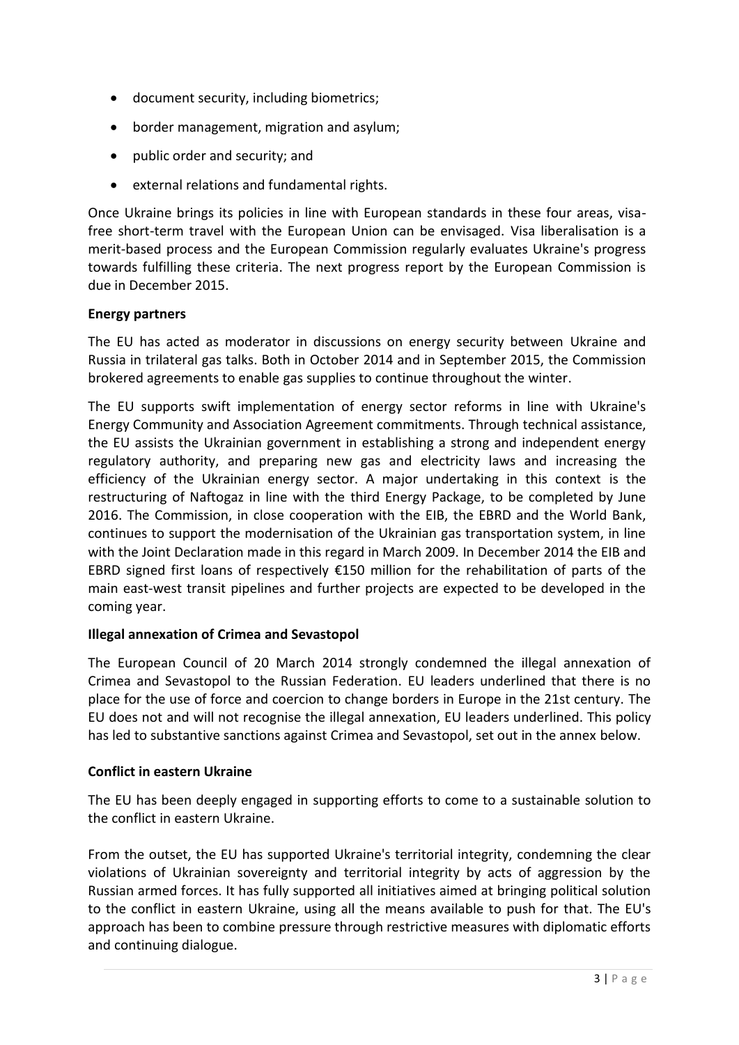- document security, including biometrics;
- border management, migration and asylum;
- public order and security; and
- external relations and fundamental rights.

Once Ukraine brings its policies in line with European standards in these four areas, visa-free short-term travel with the European Union can be envisaged. Visa liberalisation is a merit-based process and the European Commission regularly evaluates Ukraine's progress towards fulfilling these criteria. The next progress report by the European Commission is due in December 2015.

**Energy partners**

The EU has acted as moderator in discussions on energy security between Ukraine and Russia in trilateral gas talks. Both in October 2014 and in September 2015, the Commission brokered agreements to enable gas supplies to continue throughout the winter.

The EU supports swift implementation of energy sector reforms in line with Ukraine's Energy Community and Association Agreement commitments. Through technical assistance, the EU assists the Ukrainian government in establishing a strong and independent energy regulatory authority, and preparing new gas and electricity laws and increasing the efficiency of the Ukrainian energy sector. A major undertaking in this context is the restructuring of Naftogaz in line with the third Energy Package, to be completed by June 2016. The Commission, in close cooperation with the EIB, the EBRD and the World Bank, continues to support the modernisation of the Ukrainian gas transportation system, in line with the Joint Declaration made in this regard in March 2009. In December 2014 the EIB and EBRD signed first loans of respectively €150 million for the rehabilitation of parts of the main east-west transit pipelines and further projects are expected to be developed in the coming year.

**Illegal annexation of Crimea and Sevastopol**

The European Council of 20 March 2014 strongly condemned the illegal annexation of Crimea and Sevastopol to the Russian Federation. EU leaders underlined that there is no place for the use of force and coercion to change borders in Europe in the 21st century. The EU does not and will not recognise the illegal annexation, EU leaders underlined. This policy has led to substantive sanctions against Crimea and Sevastopol, set out in the annex below.

**Conflict in eastern Ukraine**

The EU has been deeply engaged in supporting efforts to come to a sustainable solution to the conflict in eastern Ukraine.

From the outset, the EU has supported Ukraine's territorial integrity, condemning the clear violations of Ukrainian sovereignty and territorial integrity by acts of aggression by the Russian armed forces. It has fully supported all initiatives aimed at bringing political solution to the conflict in eastern Ukraine, using all the means available to push for that. The EU's approach has been to combine pressure through restrictive measures with diplomatic efforts and continuing dialogue.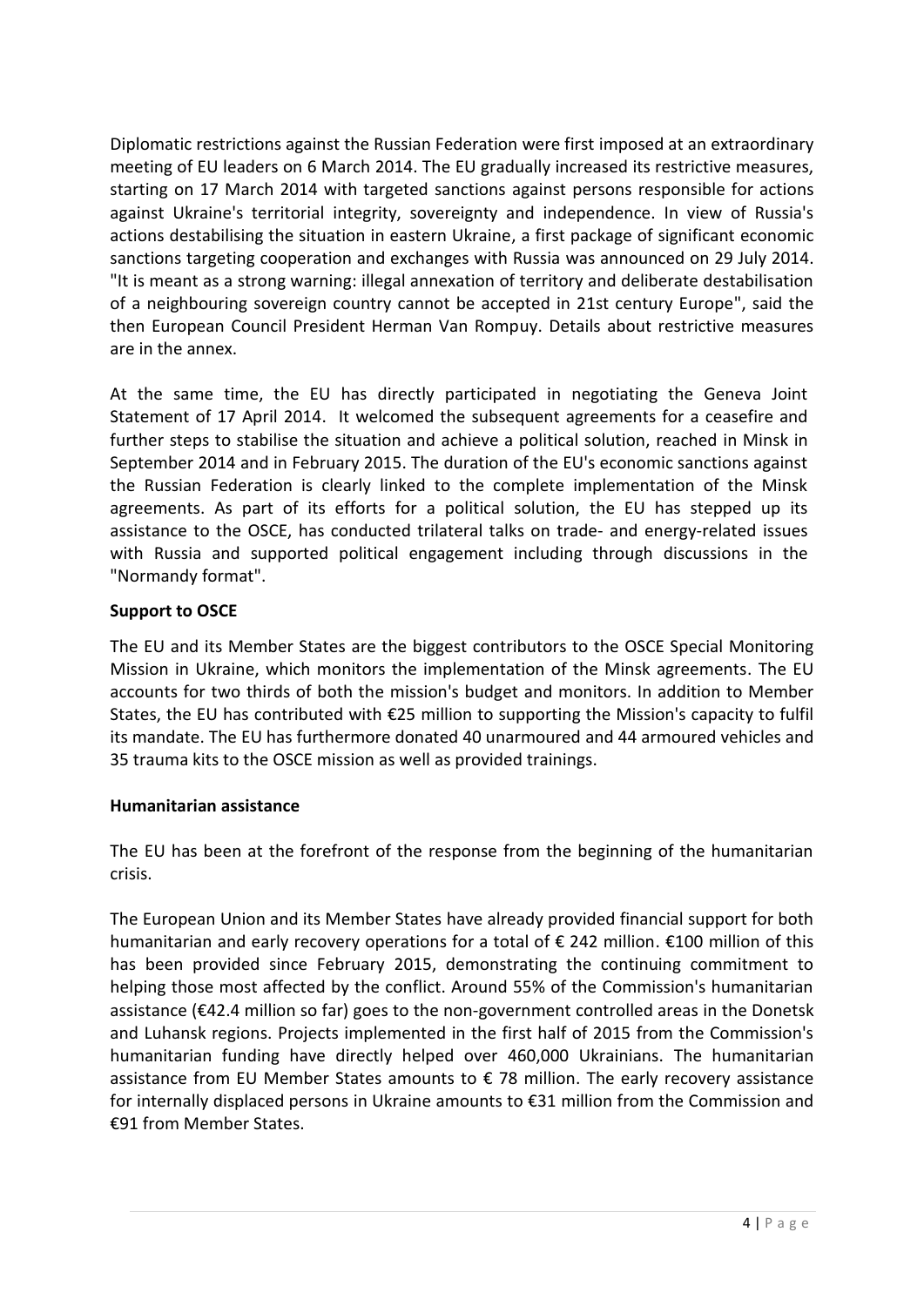Diplomatic restrictions against the Russian Federation were first imposed at an extraordinary meeting of EU leaders on 6 March 2014. The EU gradually increased its restrictive measures, starting on 17 March 2014 with targeted sanctions against persons responsible for actions against Ukraine's territorial integrity, sovereignty and independence. In view of Russia's actions destabilising the situation in eastern Ukraine, a first package of significant economic sanctions targeting cooperation and exchanges with Russia was announced on 29 July 2014. "It is meant as a strong warning: illegal annexation of territory and deliberate destabilisation of a neighbouring sovereign country cannot be accepted in 21st century Europe", said the then European Council President Herman Van Rompuy. Details about restrictive measures are in the annex.

At the same time, the EU has directly participated in negotiating the Geneva Joint Statement of 17 April 2014. It welcomed the subsequent agreements for a ceasefire and further steps to stabilise the situation and achieve a political solution, reached in Minsk in September 2014 and in February 2015. The duration of the EU's economic sanctions against the Russian Federation is clearly linked to the complete implementation of the Minsk agreements. As part of its efforts for a political solution, the EU has stepped up its assistance to the OSCE, has conducted trilateral talks on trade- and energy-related issues with Russia and supported political engagement including through discussions in the "Normandy format".

**Support to OSCE**

The EU and its Member States are the biggest contributors to the OSCE Special Monitoring Mission in Ukraine, which monitors the implementation of the Minsk agreements. The EU accounts for two thirds of both the mission's budget and monitors. In addition to Member States, the EU has contributed with €25 million to supporting the Mission's capacity to fulfil its mandate. The EU has furthermore donated 40 unarmoured and 44 armoured vehicles and 35 trauma kits to the OSCE mission as well as provided trainings.

**Humanitarian assistance**

The EU has been at the forefront of the response from the beginning of the humanitarian crisis.

The European Union and its Member States have already provided financial support for both humanitarian and early recovery operations for a total of € 242 million. €100 million of this has been provided since February 2015, demonstrating the continuing commitment to helping those most affected by the conflict. Around 55% of the Commission's humanitarian assistance (€42.4 million so far) goes to the non-government controlled areas in the Donetsk and Luhansk regions. Projects implemented in the first half of 2015 from the Commission's humanitarian funding have directly helped over 460,000 Ukrainians. The humanitarian assistance from EU Member States amounts to € 78 million. The early recovery assistance for internally displaced persons in Ukraine amounts to €31 million from the Commission and €91 from Member States.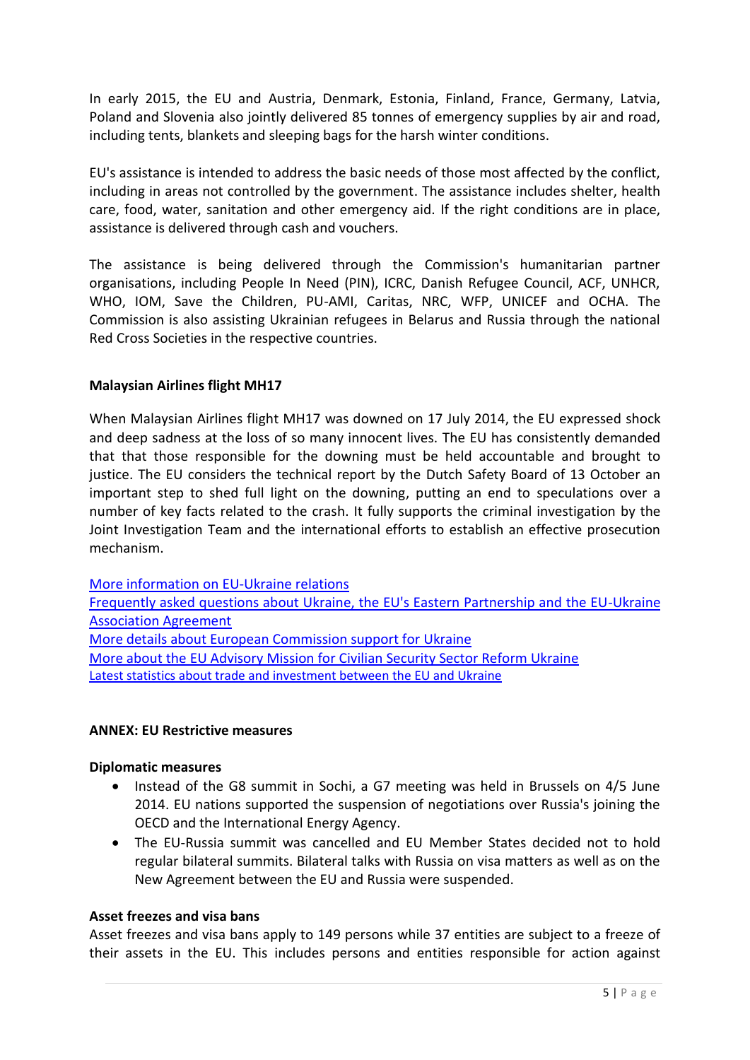In early 2015, the EU and Austria, Denmark, Estonia, Finland, France, Germany, Latvia, Poland and Slovenia also jointly delivered 85 tonnes of emergency supplies by air and road, including tents, blankets and sleeping bags for the harsh winter conditions.

EU's assistance is intended to address the basic needs of those most affected by the conflict, including in areas not controlled by the government. The assistance includes shelter, health care, food, water, sanitation and other emergency aid. If the right conditions are in place, assistance is delivered through cash and vouchers.

The assistance is being delivered through the Commission's humanitarian partner organisations, including People In Need (PIN), ICRC, Danish Refugee Council, ACF, UNHCR, WHO, IOM, Save the Children, PU-AMI, Caritas, NRC, WFP, UNICEF and OCHA. The Commission is also assisting Ukrainian refugees in Belarus and Russia through the national Red Cross Societies in the respective countries.

**Malaysian Airlines flight MH17**

When Malaysian Airlines flight MH17 was downed on 17 July 2014, the EU expressed shock and deep sadness at the loss of so many innocent lives. The EU has consistently demanded that that those responsible for the downing must be held accountable and brought to justice. The EU considers the technical report by the Dutch Safety Board of 13 October an important step to shed full light on the downing, putting an end to speculations over a number of key facts related to the crash. It fully supports the criminal investigation by the Joint Investigation Team and the international efforts to establish an effective prosecution mechanism.

More information on EU-Ukraine relations
Frequently asked questions about Ukraine, the EU's Eastern Partnership and the EU-Ukraine Association Agreement
More details about European Commission support for Ukraine
More about the EU Advisory Mission for Civilian Security Sector Reform Ukraine
Latest statistics about trade and investment between the EU and Ukraine

**ANNEX: EU Restrictive measures**

**Diplomatic measures**

- Instead of the G8 summit in Sochi, a G7 meeting was held in Brussels on 4/5 June 2014. EU nations supported the suspension of negotiations over Russia's joining the OECD and the International Energy Agency.
- The EU-Russia summit was cancelled and EU Member States decided not to hold regular bilateral summits. Bilateral talks with Russia on visa matters as well as on the New Agreement between the EU and Russia were suspended.

**Asset freezes and visa bans**

Asset freezes and visa bans apply to 149 persons while 37 entities are subject to a freeze of their assets in the EU. This includes persons and entities responsible for action against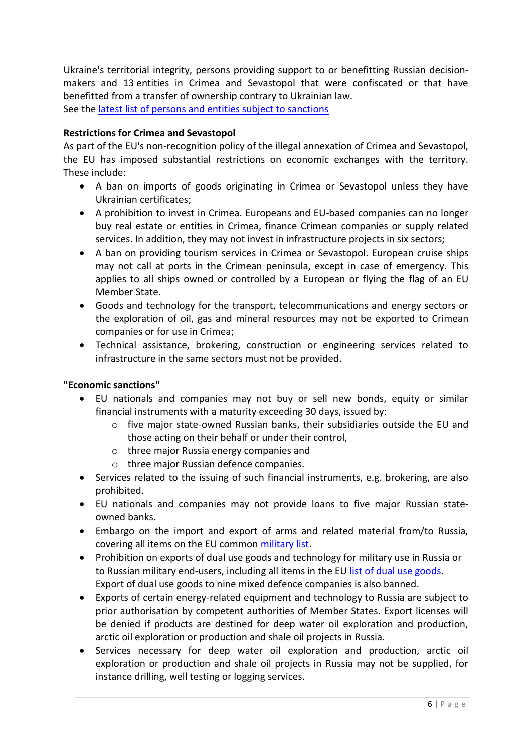Ukraine's territorial integrity, persons providing support to or benefitting Russian decision-makers and 13 entities in Crimea and Sevastopol that were confiscated or that have benefitted from a transfer of ownership contrary to Ukrainian law.
See the [latest list of persons and entities subject to sanctions]()

**Restrictions for Crimea and Sevastopol**
As part of the EU's non-recognition policy of the illegal annexation of Crimea and Sevastopol, the EU has imposed substantial restrictions on economic exchanges with the territory. These include:

- A ban on imports of goods originating in Crimea or Sevastopol unless they have Ukrainian certificates;
- A prohibition to invest in Crimea. Europeans and EU-based companies can no longer buy real estate or entities in Crimea, finance Crimean companies or supply related services. In addition, they may not invest in infrastructure projects in six sectors;
- A ban on providing tourism services in Crimea or Sevastopol. European cruise ships may not call at ports in the Crimean peninsula, except in case of emergency. This applies to all ships owned or controlled by a European or flying the flag of an EU Member State.
- Goods and technology for the transport, telecommunications and energy sectors or the exploration of oil, gas and mineral resources may not be exported to Crimean companies or for use in Crimea;
- Technical assistance, brokering, construction or engineering services related to infrastructure in the same sectors must not be provided.

**"Economic sanctions"**

- EU nationals and companies may not buy or sell new bonds, equity or similar financial instruments with a maturity exceeding 30 days, issued by:
    - five major state-owned Russian banks, their subsidiaries outside the EU and those acting on their behalf or under their control,
    - three major Russia energy companies and
    - three major Russian defence companies.
- Services related to the issuing of such financial instruments, e.g. brokering, are also prohibited.
- EU nationals and companies may not provide loans to five major Russian state-owned banks.
- Embargo on the import and export of arms and related material from/to Russia, covering all items on the EU common [military list]().
- Prohibition on exports of dual use goods and technology for military use in Russia or to Russian military end-users, including all items in the EU [list of dual use goods](). Export of dual use goods to nine mixed defence companies is also banned.
- Exports of certain energy-related equipment and technology to Russia are subject to prior authorisation by competent authorities of Member States. Export licenses will be denied if products are destined for deep water oil exploration and production, arctic oil exploration or production and shale oil projects in Russia.
- Services necessary for deep water oil exploration and production, arctic oil exploration or production and shale oil projects in Russia may not be supplied, for instance drilling, well testing or logging services.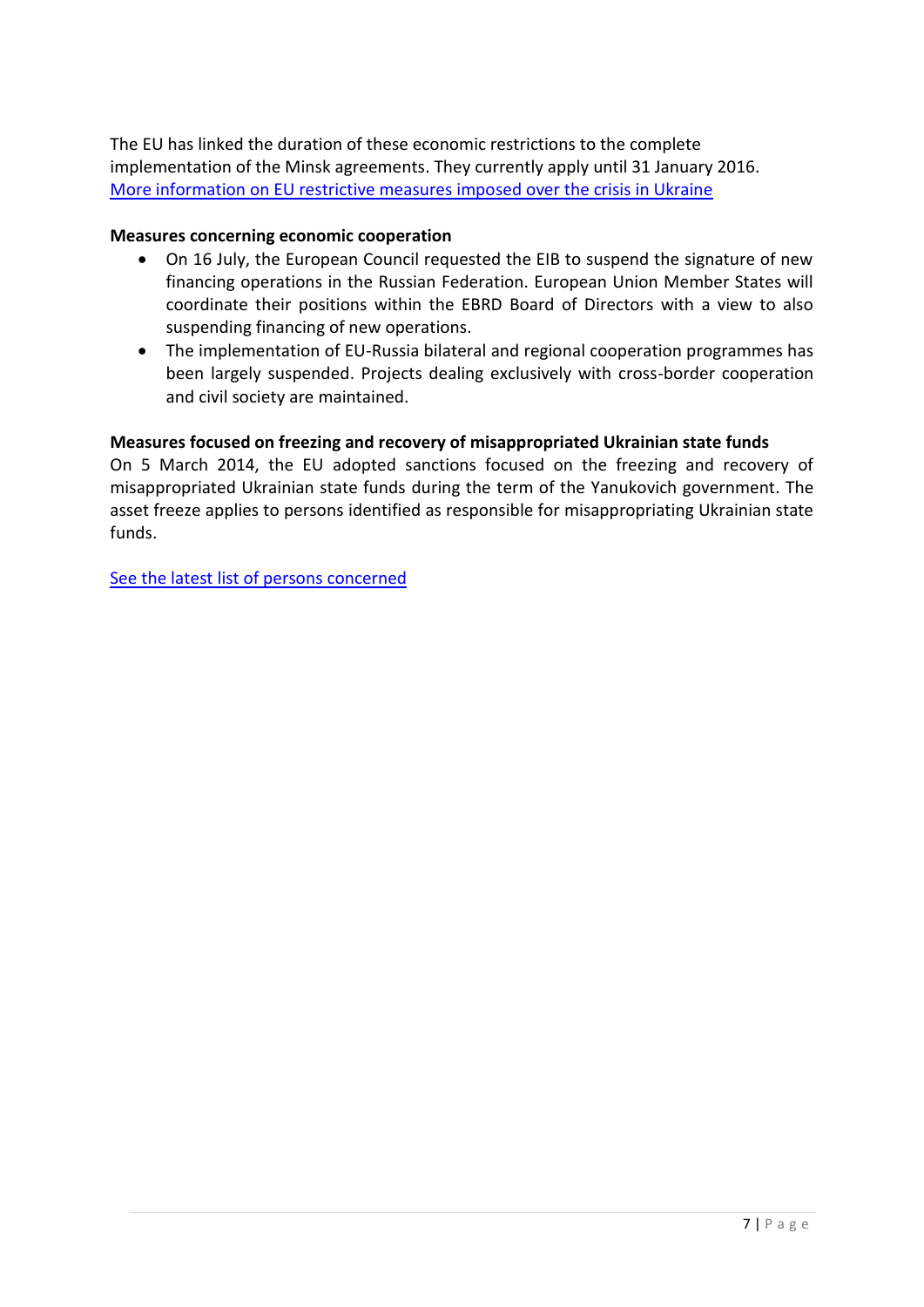The EU has linked the duration of these economic restrictions to the complete implementation of the Minsk agreements. They currently apply until 31 January 2016.
[More information on EU restrictive measures imposed over the crisis in Ukraine]

**Measures concerning economic cooperation**

- On 16 July, the European Council requested the EIB to suspend the signature of new financing operations in the Russian Federation. European Union Member States will coordinate their positions within the EBRD Board of Directors with a view to also suspending financing of new operations.
- The implementation of EU-Russia bilateral and regional cooperation programmes has been largely suspended. Projects dealing exclusively with cross-border cooperation and civil society are maintained.

**Measures focused on freezing and recovery of misappropriated Ukrainian state funds**

On 5 March 2014, the EU adopted sanctions focused on the freezing and recovery of misappropriated Ukrainian state funds during the term of the Yanukovich government. The asset freeze applies to persons identified as responsible for misappropriating Ukrainian state funds.

[See the latest list of persons concerned]